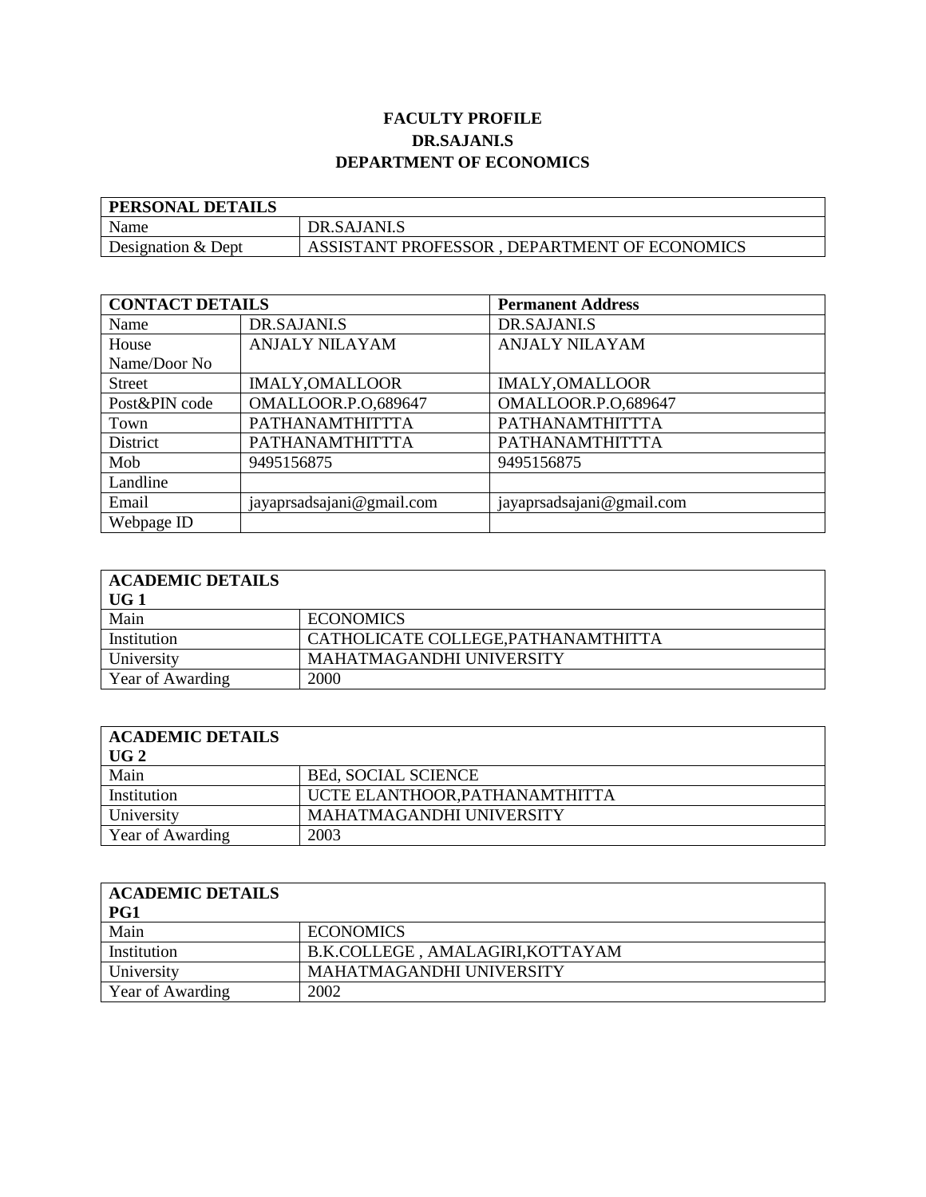# FACULTY PROFILE
## DR.SAJANI.S
## DEPARTMENT OF ECONOMICS

| PERSONAL DETAILS | |
|---|---|
| Name | DR.SAJANI.S |
| Designation & Dept | ASSISTANT PROFESSOR , DEPARTMENT OF ECONOMICS |

| CONTACT DETAILS | | Permanent Address |
|---|---|---|
| Name | DR.SAJANI.S | DR.SAJANI.S |
| House Name/Door No | ANJALY NILAYAM | ANJALY NILAYAM |
| Street | IMALY,OMALLOOR | IMALY,OMALLOOR |
| Post&PIN code | OMALLOOR.P.O,689647 | OMALLOOR.P.O,689647 |
| Town | PATHANAMTHITTTA | PATHANAMTHITTTA |
| District | PATHANAMTHITTTA | PATHANAMTHITTTA |
| Mob | 9495156875 | 9495156875 |
| Landline | | |
| Email | jayaprsadsajani@gmail.com | jayaprsadsajani@gmail.com |
| Webpage ID | | |

| ACADEMIC DETAILS UG 1 | |
|---|---|
| Main | ECONOMICS |
| Institution | CATHOLICATE COLLEGE,PATHANAMTHITTA |
| University | MAHATMAGANDHI UNIVERSITY |
| Year of Awarding | 2000 |

| ACADEMIC DETAILS UG 2 | |
|---|---|
| Main | BEd, SOCIAL SCIENCE |
| Institution | UCTE ELANTHOOR,PATHANAMTHITTA |
| University | MAHATMAGANDHI UNIVERSITY |
| Year of Awarding | 2003 |

| ACADEMIC DETAILS PG1 | |
|---|---|
| Main | ECONOMICS |
| Institution | B.K.COLLEGE , AMALAGIRI,KOTTAYAM |
| University | MAHATMAGANDHI UNIVERSITY |
| Year of Awarding | 2002 |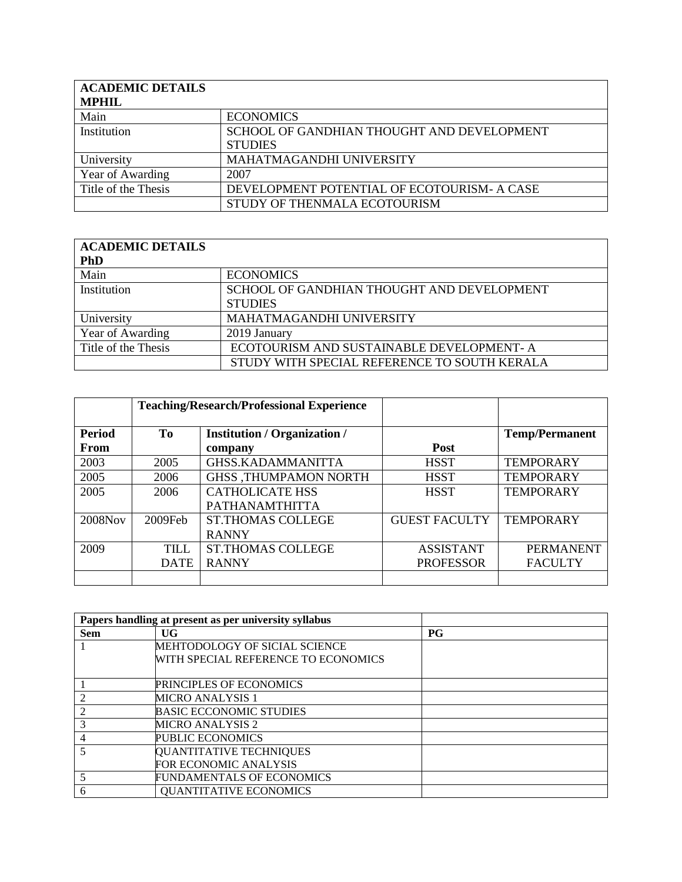| ACADEMIC DETAILS MPHIL | |
|---|---|
| Main | ECONOMICS |
| Institution | SCHOOL OF GANDHIAN THOUGHT AND DEVELOPMENT STUDIES |
| University | MAHATMAGANDHI UNIVERSITY |
| Year of Awarding | 2007 |
| Title of the Thesis | DEVELOPMENT POTENTIAL OF ECOTOURISM- A CASE |
| | STUDY OF THENMALA ECOTOURISM |

| ACADEMIC DETAILS PhD | |
|---|---|
| Main | ECONOMICS |
| Institution | SCHOOL OF GANDHIAN THOUGHT AND DEVELOPMENT STUDIES |
| University | MAHATMAGANDHI UNIVERSITY |
| Year of Awarding | 2019 January |
| Title of the Thesis | ECOTOURISM AND SUSTAINABLE DEVELOPMENT- A |
| | STUDY WITH SPECIAL REFERENCE TO SOUTH KERALA |

| | **Teaching/Research/Professional Experience** | | | |
|---|---|---|---|---|
| **Period From** | **To** | **Institution / Organization / company** | **Post** | **Temp/Permanent** |
| 2003 | 2005 | GHSS.KADAMMANITTA | HSST | TEMPORARY |
| 2005 | 2006 | GHSS ,THUMPAMON NORTH | HSST | TEMPORARY |
| 2005 | 2006 | CATHOLICATE HSS PATHANAMTHITTA | HSST | TEMPORARY |
| 2008Nov | 2009Feb | ST.THOMAS COLLEGE RANNY | GUEST FACULTY | TEMPORARY |
| 2009 | TILL DATE | ST.THOMAS COLLEGE RANNY | ASSISTANT PROFESSOR | PERMANENT FACULTY |
| | | | | |

| **Papers handling at present as per university syllabus** | | |
|---|---|---|
| **Sem** | **UG** | **PG** |
| 1 | MEHTODOLOGY OF SICIAL SCIENCE WITH SPECIAL REFERENCE TO ECONOMICS | |
| 1 | PRINCIPLES OF ECONOMICS | |
| 2 | MICRO ANALYSIS 1 | |
| 2 | BASIC ECCONOMIC STUDIES | |
| 3 | MICRO ANALYSIS 2 | |
| 4 | PUBLIC ECONOMICS | |
| 5 | QUANTITATIVE TECHNIQUES FOR ECONOMIC ANALYSIS | |
| 5 | FUNDAMENTALS OF ECONOMICS | |
| 6 | QUANTITATIVE ECONOMICS | |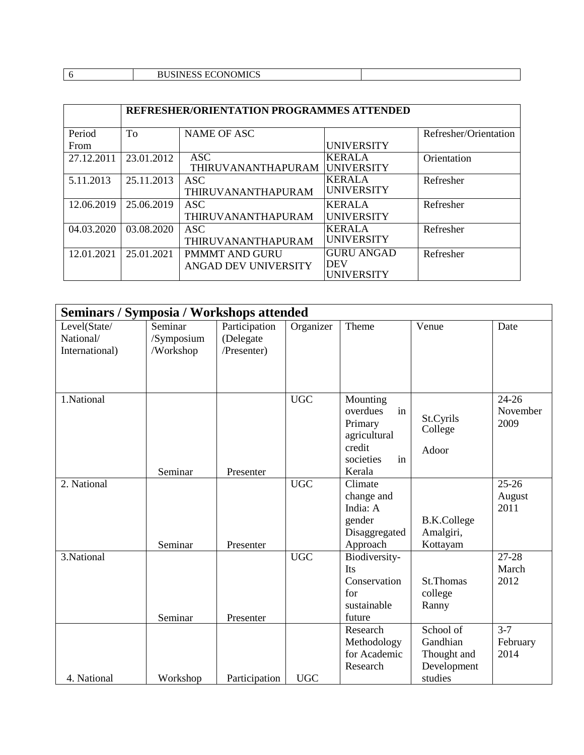| 6 | BUSINESS ECONOMICS | |
|---|---|---|

| | **REFRESHER/ORIENTATION PROGRAMMES ATTENDED** | | | |
|---|---|---|---|---|
| Period From | To | NAME OF ASC | UNIVERSITY | Refresher/Orientation |
| 27.12.2011 | 23.01.2012 | ASC THIRUVANANTHAPURAM | KERALA UNIVERSITY | Orientation |
| 5.11.2013 | 25.11.2013 | ASC THIRUVANANTHAPURAM | KERALA UNIVERSITY | Refresher |
| 12.06.2019 | 25.06.2019 | ASC THIRUVANANTHAPURAM | KERALA UNIVERSITY | Refresher |
| 04.03.2020 | 03.08.2020 | ASC THIRUVANANTHAPURAM | KERALA UNIVERSITY | Refresher |
| 12.01.2021 | 25.01.2021 | PMMMT AND GURU ANGAD DEV UNIVERSITY | GURU ANGAD DEV UNIVERSITY | Refresher |

| **Seminars / Symposia / Workshops attended** | | | | | | |
|---|---|---|---|---|---|---|
| Level(State/ National/ International) | Seminar /Symposium /Workshop | Participation (Delegate /Presenter) | Organizer | Theme | Venue | Date |
| 1.National | Seminar | Presenter | UGC | Mounting overdues in Primary agricultural credit societies in Kerala | St.Cyrils College Adoor | 24-26 November 2009 |
| 2. National | Seminar | Presenter | UGC | Climate change and India: A gender Disaggregated Approach | B.K.College Amalgiri, Kottayam | 25-26 August 2011 |
| 3.National | Seminar | Presenter | UGC | Biodiversity- Its Conservation for sustainable future | St.Thomas college Ranny | 27-28 March 2012 |
| 4. National | Workshop | Participation | UGC | Research Methodology for Academic Research | School of Gandhian Thought and Development studies | 3-7 February 2014 |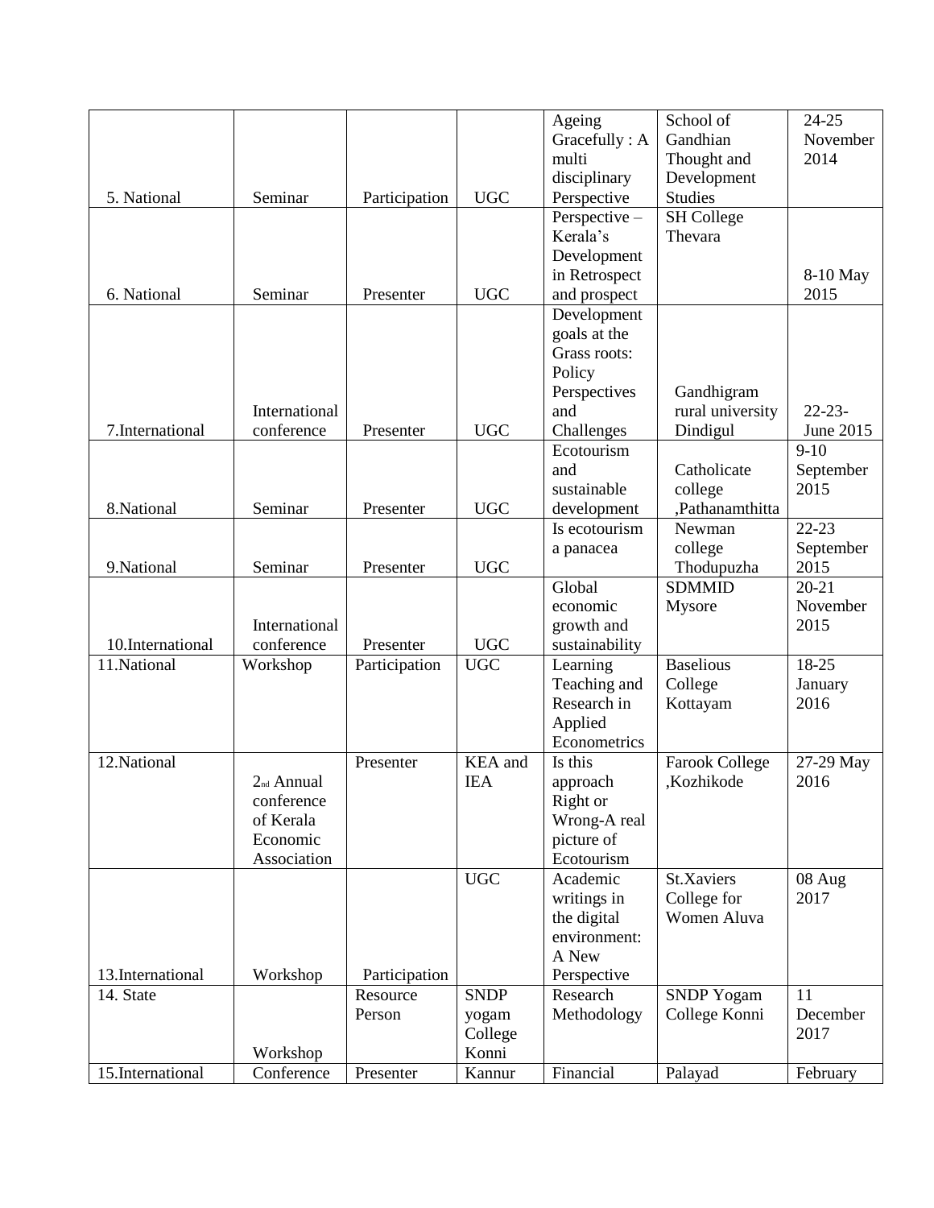| | | | | | | |
|---|---|---|---|---|---|---|
| 5. National | Seminar | Participation | UGC | Ageing Gracefully : A multi disciplinary Perspective | School of Gandhian Thought and Development Studies | 24-25 November 2014 |
| 6. National | Seminar | Presenter | UGC | Perspective – Kerala's Development in Retrospect and prospect | SH College Thevara | 8-10 May 2015 |
| 7.International | International conference | Presenter | UGC | Development goals at the Grass roots: Policy Perspectives and Challenges | Gandhigram rural university Dindigul | 22-23-June 2015 |
| 8.National | Seminar | Presenter | UGC | Ecotourism and sustainable development | Catholicate college ,Pathanamthitta | 9-10 September 2015 |
| 9.National | Seminar | Presenter | UGC | Is ecotourism a panacea | Newman college Thodupuzha | 22-23 September 2015 |
| 10.International | International conference | Presenter | UGC | Global economic growth and sustainability | SDMMID Mysore | 20-21 November 2015 |
| 11.National | Workshop | Participation | UGC | Learning Teaching and Research in Applied Econometrics | Baselious College Kottayam | 18-25 January 2016 |
| 12.National | 2nd Annual conference of Kerala Economic Association | Presenter | KEA and IEA | Is this approach Right or Wrong-A real picture of Ecotourism | Farook College ,Kozhikode | 27-29 May 2016 |
| 13.International | Workshop | Participation | UGC | Academic writings in the digital environment: A New Perspective | St.Xaviers College for Women Aluva | 08 Aug 2017 |
| 14. State | Workshop | Resource Person | SNDP yogam College Konni | Research Methodology | SNDP Yogam College Konni | 11 December 2017 |
| 15.International | Conference | Presenter | Kannur | Financial | Palayad | February |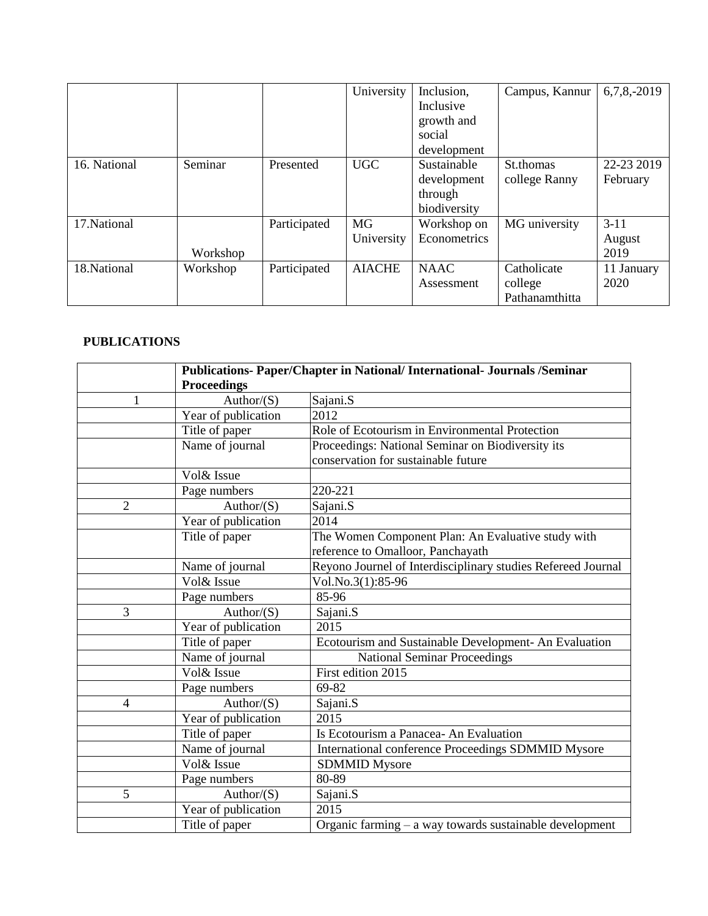| | | | University | Inclusion, Inclusive growth and social development | Campus, Kannur | 6,7,8,-2019 |
|---|---|---|---|---|---|---|
| 16. National | Seminar | Presented | UGC | Sustainable development through biodiversity | St.thomas college Ranny | 22-23 2019 February |
| 17.National | Workshop | Participated | MG University | Workshop on Econometrics | MG university | 3-11 August 2019 |
| 18.National | Workshop | Participated | AIACHE | NAAC Assessment | Catholicate college Pathanamthitta | 11 January 2020 |

## PUBLICATIONS

| | **Publications- Paper/Chapter in National/ International- Journals /Seminar Proceedings** | |
|---|---|---|
| 1 | Author/(S) | Sajani.S |
| | Year of publication | 2012 |
| | Title of paper | Role of Ecotourism in Environmental Protection |
| | Name of journal | Proceedings: National Seminar on Biodiversity its conservation for sustainable future |
| | Vol& Issue | |
| | Page numbers | 220-221 |
| 2 | Author/(S) | Sajani.S |
| | Year of publication | 2014 |
| | Title of paper | The Women Component Plan: An Evaluative study with reference to Omalloor, Panchayath |
| | Name of journal | Reyono Journel of Interdisciplinary studies Refereed Journal |
| | Vol& Issue | Vol.No.3(1):85-96 |
| | Page numbers | 85-96 |
| 3 | Author/(S) | Sajani.S |
| | Year of publication | 2015 |
| | Title of paper | Ecotourism and Sustainable Development- An Evaluation |
| | Name of journal | National Seminar Proceedings |
| | Vol& Issue | First edition 2015 |
| | Page numbers | 69-82 |
| 4 | Author/(S) | Sajani.S |
| | Year of publication | 2015 |
| | Title of paper | Is Ecotourism a Panacea- An Evaluation |
| | Name of journal | International conference Proceedings SDMMID Mysore |
| | Vol& Issue | SDMMID Mysore |
| | Page numbers | 80-89 |
| 5 | Author/(S) | Sajani.S |
| | Year of publication | 2015 |
| | Title of paper | Organic farming – a way towards sustainable development |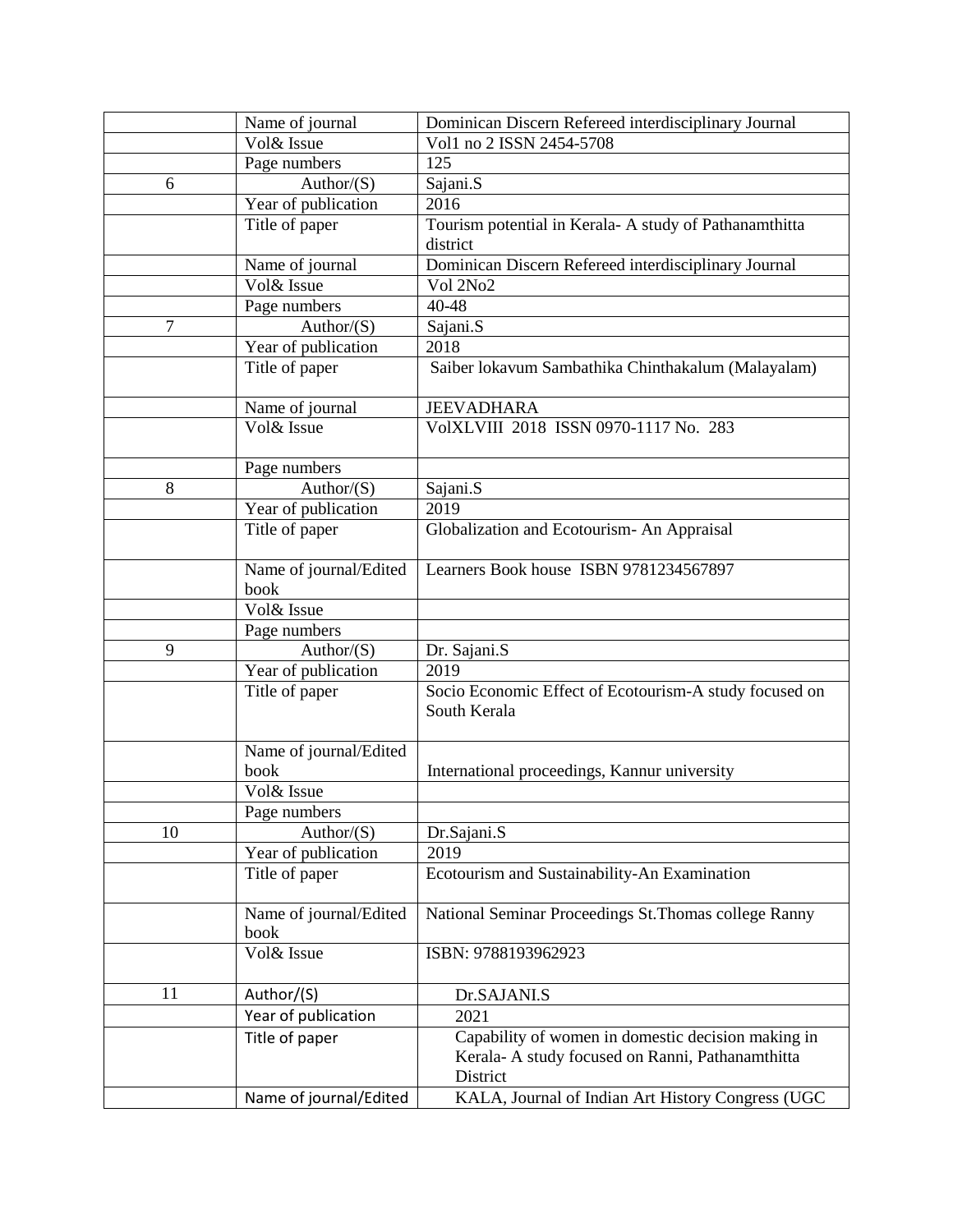| | | |
|---|---|---|
| | Name of journal | Dominican Discern Refereed interdisciplinary Journal |
| | Vol& Issue | Vol1 no 2 ISSN 2454-5708 |
| | Page numbers | 125 |
| 6 | Author/(S) | Sajani.S |
| | Year of publication | 2016 |
| | Title of paper | Tourism potential in Kerala- A study of Pathanamthitta district |
| | Name of journal | Dominican Discern Refereed interdisciplinary Journal |
| | Vol& Issue | Vol 2No2 |
| | Page numbers | 40-48 |
| 7 | Author/(S) | Sajani.S |
| | Year of publication | 2018 |
| | Title of paper | Saiber lokavum Sambathika Chinthakalum (Malayalam) |
| | Name of journal | JEEVADHARA |
| | Vol& Issue | VolXLVIII 2018 ISSN 0970-1117 No. 283 |
| | Page numbers | |
| 8 | Author/(S) | Sajani.S |
| | Year of publication | 2019 |
| | Title of paper | Globalization and Ecotourism- An Appraisal |
| | Name of journal/Edited book | Learners Book house ISBN 9781234567897 |
| | Vol& Issue | |
| | Page numbers | |
| 9 | Author/(S) | Dr. Sajani.S |
| | Year of publication | 2019 |
| | Title of paper | Socio Economic Effect of Ecotourism-A study focused on South Kerala |
| | Name of journal/Edited book | International proceedings, Kannur university |
| | Vol& Issue | |
| | Page numbers | |
| 10 | Author/(S) | Dr.Sajani.S |
| | Year of publication | 2019 |
| | Title of paper | Ecotourism and Sustainability-An Examination |
| | Name of journal/Edited book | National Seminar Proceedings St.Thomas college Ranny |
| | Vol& Issue | ISBN: 9788193962923 |
| 11 | Author/(S) | Dr.SAJANI.S |
| | Year of publication | 2021 |
| | Title of paper | Capability of women in domestic decision making in Kerala- A study focused on Ranni, Pathanamthitta District |
| | Name of journal/Edited | KALA, Journal of Indian Art History Congress (UGC |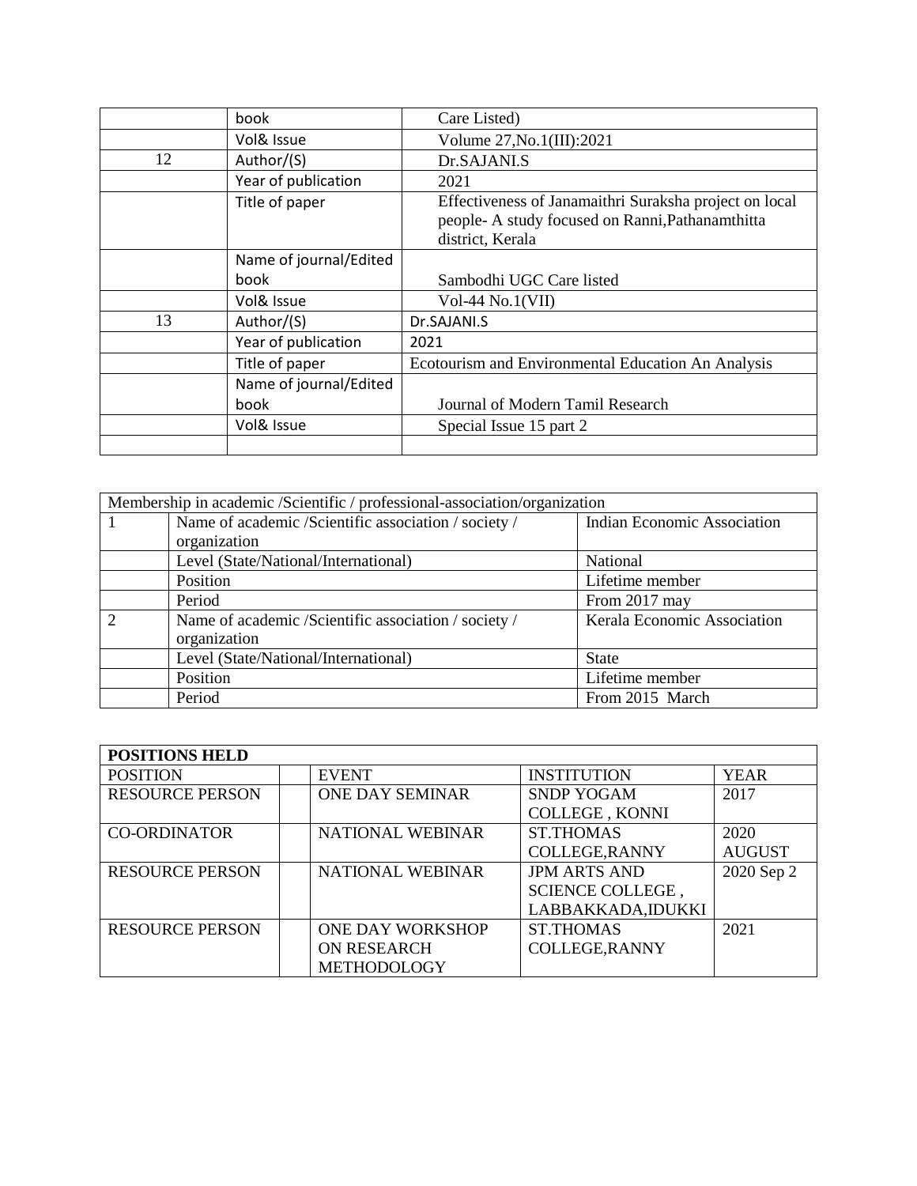|  |  |  |
|---|---|---|
|  | book | Care Listed) |
|  | Vol& Issue | Volume 27,No.1(III):2021 |
| 12 | Author/(S) | Dr.SAJANI.S |
|  | Year of publication | 2021 |
|  | Title of paper | Effectiveness of Janamaithri Suraksha project on local people- A study focused on Ranni,Pathanamthitta district, Kerala |
|  | Name of journal/Edited book | Sambodhi UGC Care listed |
|  | Vol& Issue | Vol-44 No.1(VII) |
| 13 | Author/(S) | Dr.SAJANI.S |
|  | Year of publication | 2021 |
|  | Title of paper | Ecotourism and Environmental Education An Analysis |
|  | Name of journal/Edited book | Journal of Modern Tamil Research |
|  | Vol& Issue | Special Issue 15 part 2 |
|  |  |  |

| Membership in academic /Scientific / professional-association/organization | | |
|---|---|---|
| 1 | Name of academic /Scientific association / society / organization | Indian Economic Association |
|  | Level (State/National/International) | National |
|  | Position | Lifetime member |
|  | Period | From 2017 may |
| 2 | Name of academic /Scientific association / society / organization | Kerala Economic Association |
|  | Level (State/National/International) | State |
|  | Position | Lifetime member |
|  | Period | From 2015 March |

| **POSITIONS HELD** | | | | |
|---|---|---|---|---|
| POSITION |  | EVENT | INSTITUTION | YEAR |
| RESOURCE PERSON |  | ONE DAY SEMINAR | SNDP YOGAM COLLEGE , KONNI | 2017 |
| CO-ORDINATOR |  | NATIONAL WEBINAR | ST.THOMAS COLLEGE,RANNY | 2020 AUGUST |
| RESOURCE PERSON |  | NATIONAL WEBINAR | JPM ARTS AND SCIENCE COLLEGE , LABBAKKADA,IDUKKI | 2020 Sep 2 |
| RESOURCE PERSON |  | ONE DAY WORKSHOP ON RESEARCH METHODOLOGY | ST.THOMAS COLLEGE,RANNY | 2021 |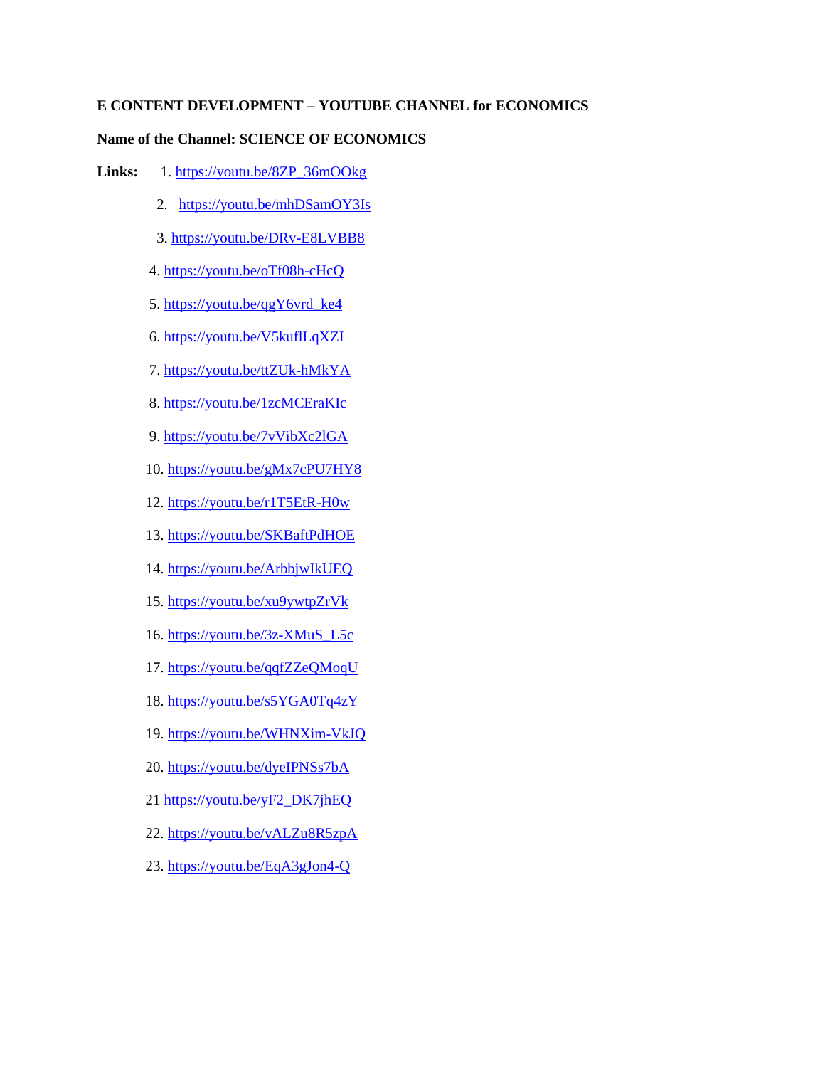**E CONTENT DEVELOPMENT – YOUTUBE CHANNEL for ECONOMICS**

**Name of the Channel: SCIENCE OF ECONOMICS**

**Links:**

1. https://youtu.be/8ZP_36mOOkg
2. https://youtu.be/mhDSamOY3Is
3. https://youtu.be/DRv-E8LVBB8
4. https://youtu.be/oTf08h-cHcQ
5. https://youtu.be/qgY6vrd_ke4
6. https://youtu.be/V5kuflLqXZI
7. https://youtu.be/ttZUk-hMkYA
8. https://youtu.be/1zcMCEraKIc
9. https://youtu.be/7vVibXc2lGA
10. https://youtu.be/gMx7cPU7HY8

12. https://youtu.be/r1T5EtR-H0w
13. https://youtu.be/SKBaftPdHOE
14. https://youtu.be/ArbbjwIkUEQ
15. https://youtu.be/xu9ywtpZrVk
16. https://youtu.be/3z-XMuS_L5c
17. https://youtu.be/qqfZZeQMoqU
18. https://youtu.be/s5YGA0Tq4zY
19. https://youtu.be/WHNXim-VkJQ
20. https://youtu.be/dyeIPNSs7bA

21 https://youtu.be/yF2_DK7jhEQ

22. https://youtu.be/vALZu8R5zpA
23. https://youtu.be/EqA3gJon4-Q